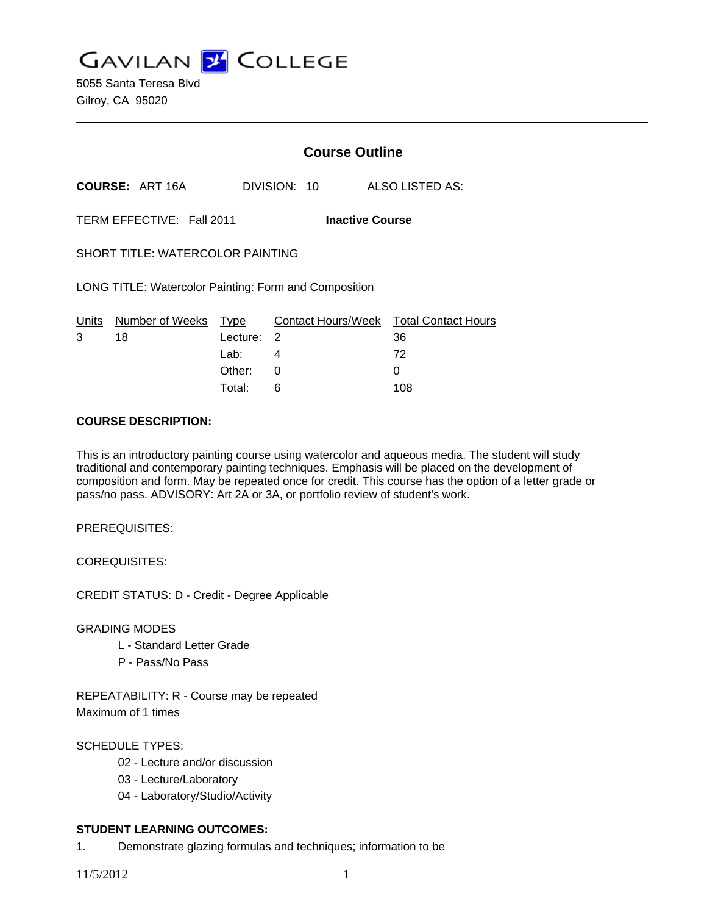# GAVILAN COLLEGE

5055 Santa Teresa Blvd
Gilroy, CA 95020

---

## Course Outline

**COURSE:** ART 16A  DIVISION: 10  ALSO LISTED AS:

TERM EFFECTIVE: Fall 2011  **Inactive Course**

SHORT TITLE: WATERCOLOR PAINTING

LONG TITLE: Watercolor Painting: Form and Composition

| Units | Number of Weeks | Type | Contact Hours/Week | Total Contact Hours |
|---|---|---|---|---|
| 3 | 18 | Lecture: | 2 | 36 |
| | | Lab: | 4 | 72 |
| | | Other: | 0 | 0 |
| | | Total: | 6 | 108 |

**COURSE DESCRIPTION:**

This is an introductory painting course using watercolor and aqueous media. The student will study traditional and contemporary painting techniques. Emphasis will be placed on the development of composition and form. May be repeated once for credit. This course has the option of a letter grade or pass/no pass. ADVISORY: Art 2A or 3A, or portfolio review of student's work.

PREREQUISITES:

COREQUISITES:

CREDIT STATUS: D - Credit - Degree Applicable

GRADING MODES

- L - Standard Letter Grade
- P - Pass/No Pass

REPEATABILITY: R - Course may be repeated
Maximum of 1 times

SCHEDULE TYPES:

- 02 - Lecture and/or discussion
- 03 - Lecture/Laboratory
- 04 - Laboratory/Studio/Activity

**STUDENT LEARNING OUTCOMES:**

1. Demonstrate glazing formulas and techniques; information to be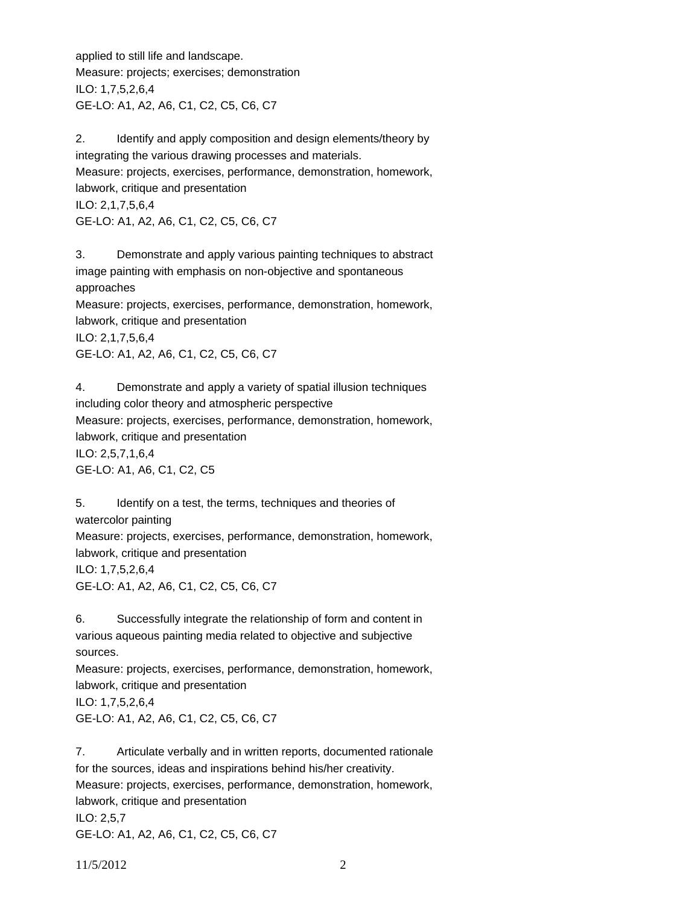applied to still life and landscape.
Measure: projects; exercises; demonstration
ILO: 1,7,5,2,6,4
GE-LO: A1, A2, A6, C1, C2, C5, C6, C7

2. Identify and apply composition and design elements/theory by integrating the various drawing processes and materials.
Measure: projects, exercises, performance, demonstration, homework, labwork, critique and presentation
ILO: 2,1,7,5,6,4
GE-LO: A1, A2, A6, C1, C2, C5, C6, C7

3. Demonstrate and apply various painting techniques to abstract image painting with emphasis on non-objective and spontaneous approaches
Measure: projects, exercises, performance, demonstration, homework, labwork, critique and presentation
ILO: 2,1,7,5,6,4
GE-LO: A1, A2, A6, C1, C2, C5, C6, C7

4. Demonstrate and apply a variety of spatial illusion techniques including color theory and atmospheric perspective
Measure: projects, exercises, performance, demonstration, homework, labwork, critique and presentation
ILO: 2,5,7,1,6,4
GE-LO: A1, A6, C1, C2, C5

5. Identify on a test, the terms, techniques and theories of watercolor painting
Measure: projects, exercises, performance, demonstration, homework, labwork, critique and presentation
ILO: 1,7,5,2,6,4
GE-LO: A1, A2, A6, C1, C2, C5, C6, C7

6. Successfully integrate the relationship of form and content in various aqueous painting media related to objective and subjective sources.
Measure: projects, exercises, performance, demonstration, homework, labwork, critique and presentation
ILO: 1,7,5,2,6,4
GE-LO: A1, A2, A6, C1, C2, C5, C6, C7

7. Articulate verbally and in written reports, documented rationale for the sources, ideas and inspirations behind his/her creativity.
Measure: projects, exercises, performance, demonstration, homework, labwork, critique and presentation
ILO: 2,5,7
GE-LO: A1, A2, A6, C1, C2, C5, C6, C7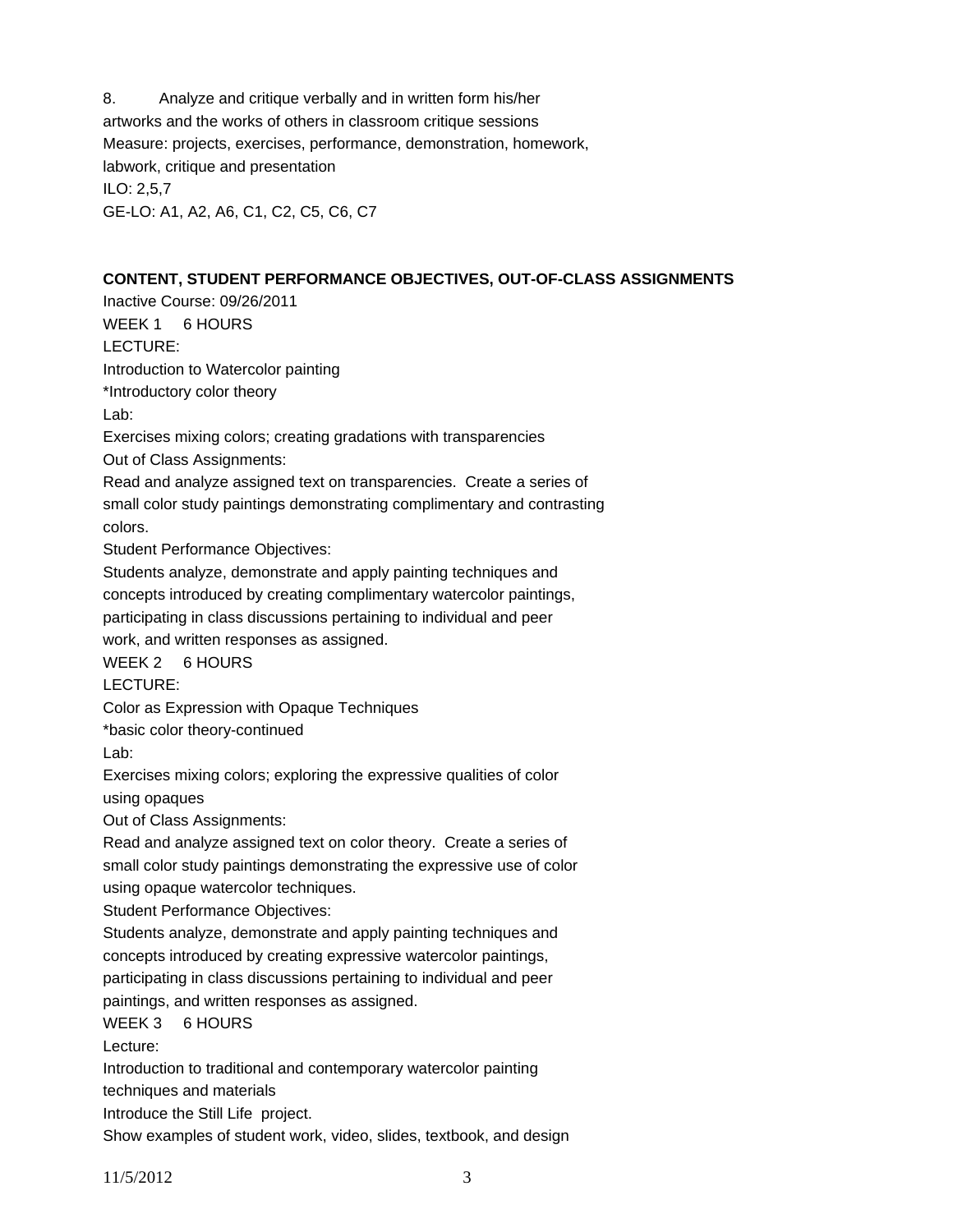8. Analyze and critique verbally and in written form his/her artworks and the works of others in classroom critique sessions
Measure: projects, exercises, performance, demonstration, homework, labwork, critique and presentation
ILO: 2,5,7
GE-LO: A1, A2, A6, C1, C2, C5, C6, C7

**CONTENT, STUDENT PERFORMANCE OBJECTIVES, OUT-OF-CLASS ASSIGNMENTS**

Inactive Course: 09/26/2011

WEEK 1 6 HOURS

LECTURE:

Introduction to Watercolor painting

*Introductory color theory

Lab:

Exercises mixing colors; creating gradations with transparencies

Out of Class Assignments:

Read and analyze assigned text on transparencies. Create a series of small color study paintings demonstrating complimentary and contrasting colors.

Student Performance Objectives:

Students analyze, demonstrate and apply painting techniques and concepts introduced by creating complimentary watercolor paintings, participating in class discussions pertaining to individual and peer work, and written responses as assigned.

WEEK 2 6 HOURS

LECTURE:

Color as Expression with Opaque Techniques

*basic color theory-continued

Lab:

Exercises mixing colors; exploring the expressive qualities of color using opaques

Out of Class Assignments:

Read and analyze assigned text on color theory. Create a series of small color study paintings demonstrating the expressive use of color using opaque watercolor techniques.

Student Performance Objectives:

Students analyze, demonstrate and apply painting techniques and concepts introduced by creating expressive watercolor paintings, participating in class discussions pertaining to individual and peer paintings, and written responses as assigned.

WEEK 3 6 HOURS

Lecture:

Introduction to traditional and contemporary watercolor painting techniques and materials

Introduce the Still Life project.

Show examples of student work, video, slides, textbook, and design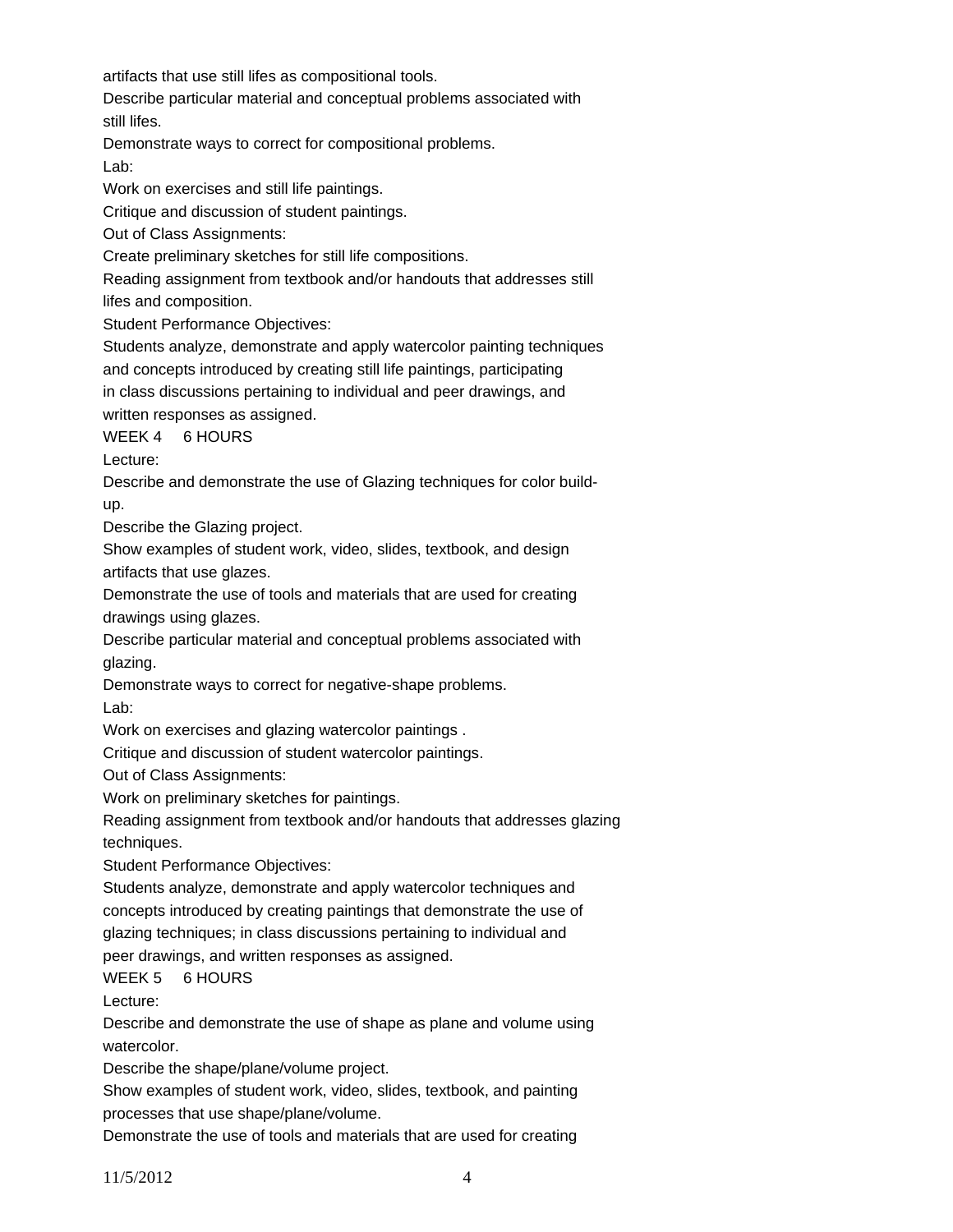artifacts that use still lifes as compositional tools.

Describe particular material and conceptual problems associated with still lifes.

Demonstrate ways to correct for compositional problems.

Lab:

Work on exercises and still life paintings.

Critique and discussion of student paintings.

Out of Class Assignments:

Create preliminary sketches for still life compositions.

Reading assignment from textbook and/or handouts that addresses still lifes and composition.

Student Performance Objectives:

Students analyze, demonstrate and apply watercolor painting techniques and concepts introduced by creating still life paintings, participating in class discussions pertaining to individual and peer drawings, and written responses as assigned.

WEEK 4     6 HOURS

Lecture:

Describe and demonstrate the use of Glazing techniques for color build-up.

Describe the Glazing project.

Show examples of student work, video, slides, textbook, and design artifacts that use glazes.

Demonstrate the use of tools and materials that are used for creating drawings using glazes.

Describe particular material and conceptual problems associated with glazing.

Demonstrate ways to correct for negative-shape problems.

Lab:

Work on exercises and glazing watercolor paintings .

Critique and discussion of student watercolor paintings.

Out of Class Assignments:

Work on preliminary sketches for paintings.

Reading assignment from textbook and/or handouts that addresses glazing techniques.

Student Performance Objectives:

Students analyze, demonstrate and apply watercolor techniques and concepts introduced by creating paintings that demonstrate the use of glazing techniques; in class discussions pertaining to individual and peer drawings, and written responses as assigned.

WEEK 5     6 HOURS

Lecture:

Describe and demonstrate the use of shape as plane and volume using watercolor.

Describe the shape/plane/volume project.

Show examples of student work, video, slides, textbook, and painting processes that use shape/plane/volume.

Demonstrate the use of tools and materials that are used for creating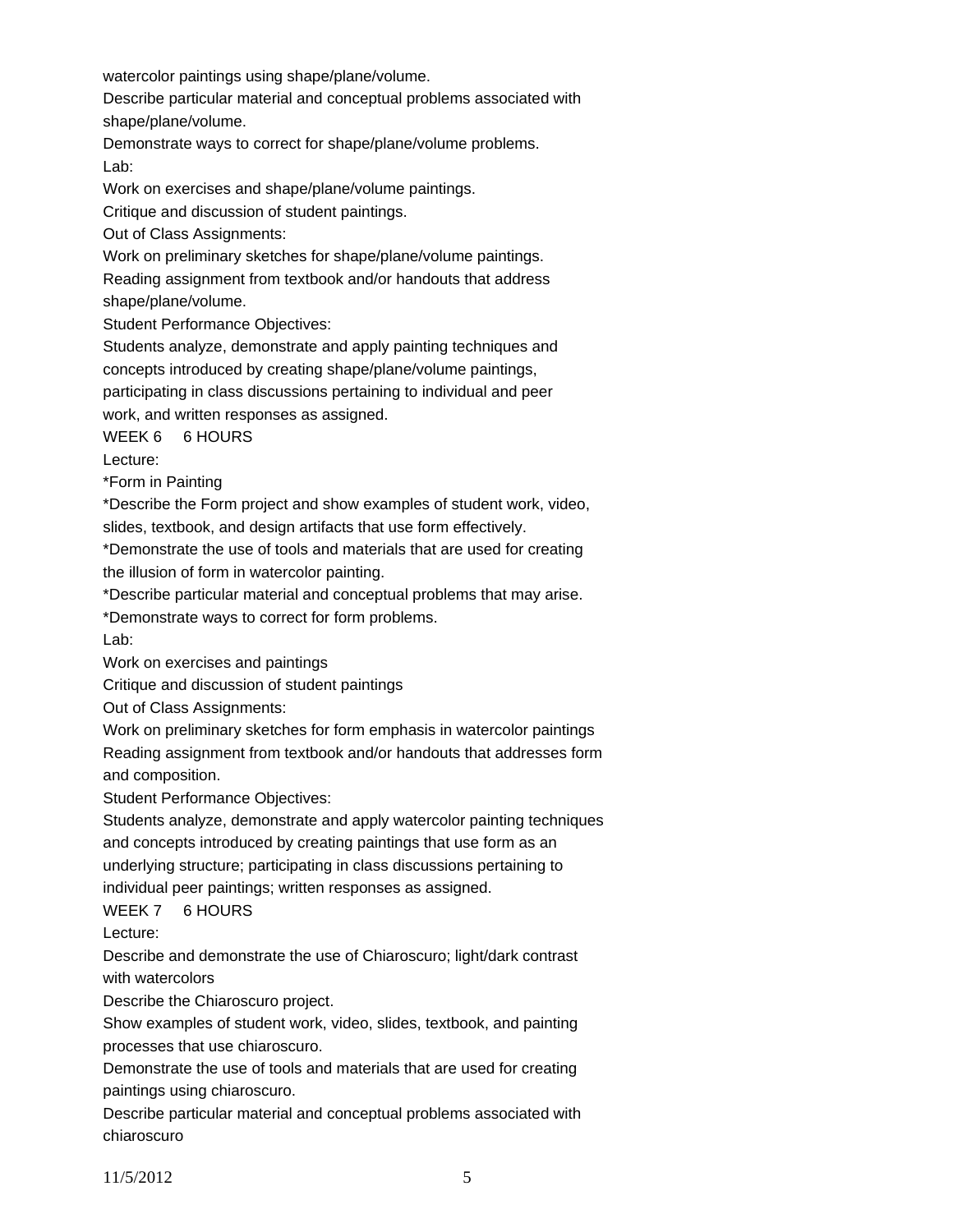watercolor paintings using shape/plane/volume.

Describe particular material and conceptual problems associated with shape/plane/volume.

Demonstrate ways to correct for shape/plane/volume problems.

Lab:

Work on exercises and shape/plane/volume paintings.

Critique and discussion of student paintings.

Out of Class Assignments:

Work on preliminary sketches for shape/plane/volume paintings.

Reading assignment from textbook and/or handouts that address shape/plane/volume.

Student Performance Objectives:

Students analyze, demonstrate and apply painting techniques and concepts introduced by creating shape/plane/volume paintings, participating in class discussions pertaining to individual and peer work, and written responses as assigned.

WEEK 6     6 HOURS

Lecture:

*Form in Painting

*Describe the Form project and show examples of student work, video, slides, textbook, and design artifacts that use form effectively.

*Demonstrate the use of tools and materials that are used for creating the illusion of form in watercolor painting.

*Describe particular material and conceptual problems that may arise.

*Demonstrate ways to correct for form problems.

Lab:

Work on exercises and paintings

Critique and discussion of student paintings

Out of Class Assignments:

Work on preliminary sketches for form emphasis in watercolor paintings

Reading assignment from textbook and/or handouts that addresses form and composition.

Student Performance Objectives:

Students analyze, demonstrate and apply watercolor painting techniques and concepts introduced by creating paintings that use form as an underlying structure; participating in class discussions pertaining to individual peer paintings; written responses as assigned.

WEEK 7     6 HOURS

Lecture:

Describe and demonstrate the use of Chiaroscuro; light/dark contrast with watercolors

Describe the Chiaroscuro project.

Show examples of student work, video, slides, textbook, and painting processes that use chiaroscuro.

Demonstrate the use of tools and materials that are used for creating paintings using chiaroscuro.

Describe particular material and conceptual problems associated with chiaroscuro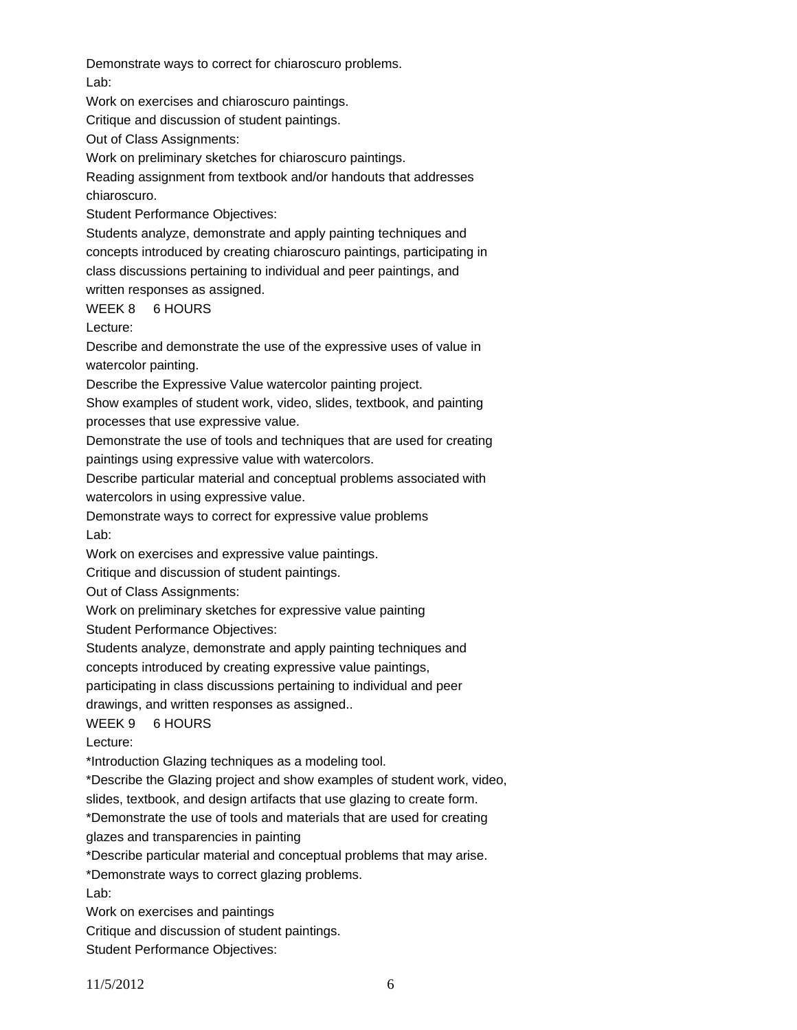Demonstrate ways to correct for chiaroscuro problems.

Lab:

Work on exercises and chiaroscuro paintings.

Critique and discussion of student paintings.

Out of Class Assignments:

Work on preliminary sketches for chiaroscuro paintings.

Reading assignment from textbook and/or handouts that addresses chiaroscuro.

Student Performance Objectives:

Students analyze, demonstrate and apply painting techniques and concepts introduced by creating chiaroscuro paintings, participating in class discussions pertaining to individual and peer paintings, and written responses as assigned.

WEEK 8     6 HOURS

Lecture:

Describe and demonstrate the use of the expressive uses of value in watercolor painting.

Describe the Expressive Value watercolor painting project.

Show examples of student work, video, slides, textbook, and painting processes that use expressive value.

Demonstrate the use of tools and techniques that are used for creating paintings using expressive value with watercolors.

Describe particular material and conceptual problems associated with watercolors in using expressive value.

Demonstrate ways to correct for expressive value problems

Lab:

Work on exercises and expressive value paintings.

Critique and discussion of student paintings.

Out of Class Assignments:

Work on preliminary sketches for expressive value painting

Student Performance Objectives:

Students analyze, demonstrate and apply painting techniques and concepts introduced by creating expressive value paintings, participating in class discussions pertaining to individual and peer drawings, and written responses as assigned..

WEEK 9     6 HOURS

Lecture:

*Introduction Glazing techniques as a modeling tool.

*Describe the Glazing project and show examples of student work, video, slides, textbook, and design artifacts that use glazing to create form.

*Demonstrate the use of tools and materials that are used for creating glazes and transparencies in painting

*Describe particular material and conceptual problems that may arise.

*Demonstrate ways to correct glazing problems.

Lab:

Work on exercises and paintings

Critique and discussion of student paintings.

Student Performance Objectives: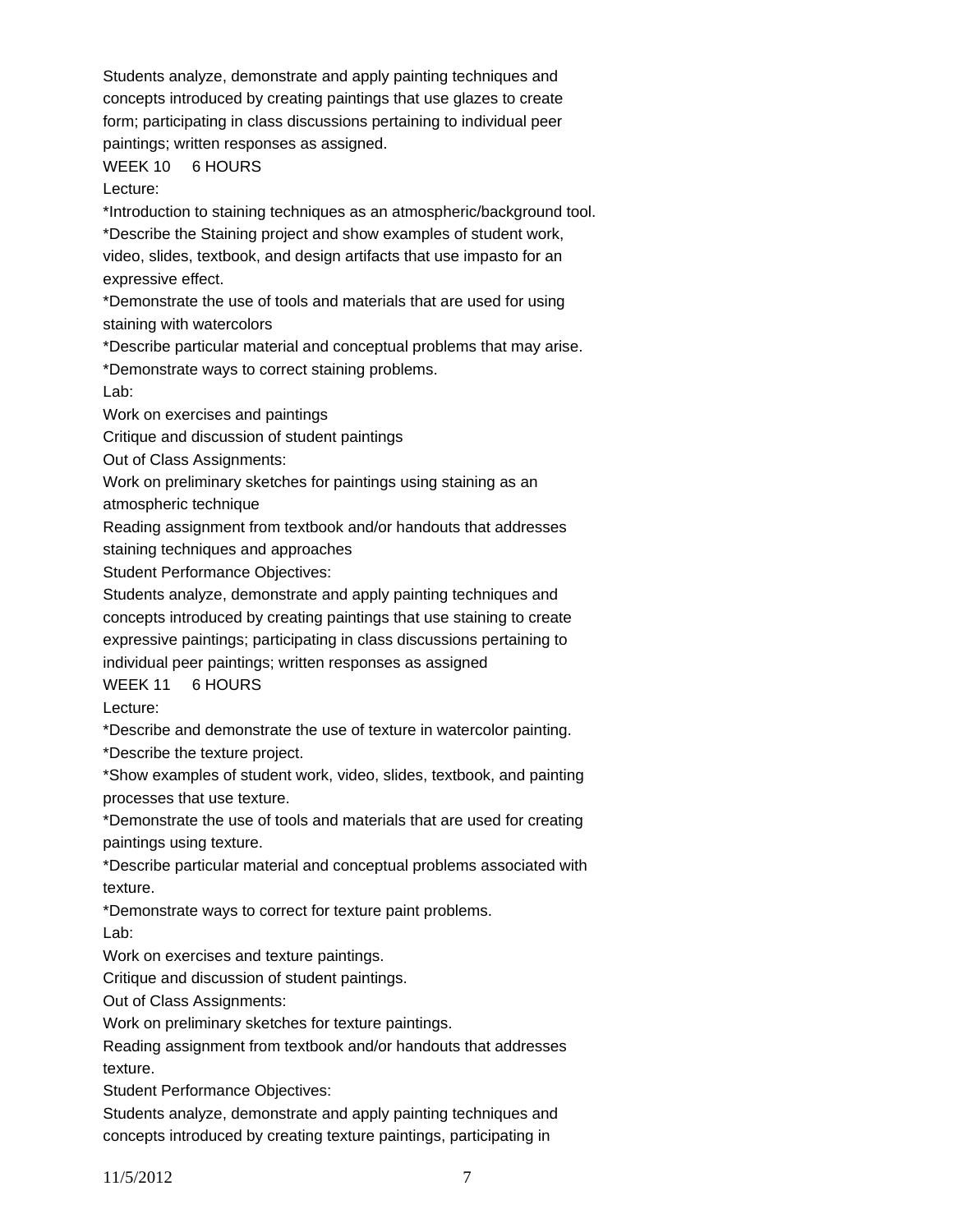Students analyze, demonstrate and apply painting techniques and concepts introduced by creating paintings that use glazes to create form; participating in class discussions pertaining to individual peer paintings; written responses as assigned.

WEEK 10 6 HOURS

Lecture:

*Introduction to staining techniques as an atmospheric/background tool.

*Describe the Staining project and show examples of student work, video, slides, textbook, and design artifacts that use impasto for an expressive effect.

*Demonstrate the use of tools and materials that are used for using staining with watercolors

*Describe particular material and conceptual problems that may arise.

*Demonstrate ways to correct staining problems.

Lab:

Work on exercises and paintings

Critique and discussion of student paintings

Out of Class Assignments:

Work on preliminary sketches for paintings using staining as an atmospheric technique

Reading assignment from textbook and/or handouts that addresses staining techniques and approaches

Student Performance Objectives:

Students analyze, demonstrate and apply painting techniques and concepts introduced by creating paintings that use staining to create expressive paintings; participating in class discussions pertaining to individual peer paintings; written responses as assigned

WEEK 11 6 HOURS

Lecture:

*Describe and demonstrate the use of texture in watercolor painting.

*Describe the texture project.

*Show examples of student work, video, slides, textbook, and painting processes that use texture.

*Demonstrate the use of tools and materials that are used for creating paintings using texture.

*Describe particular material and conceptual problems associated with texture.

*Demonstrate ways to correct for texture paint problems.

Lab:

Work on exercises and texture paintings.

Critique and discussion of student paintings.

Out of Class Assignments:

Work on preliminary sketches for texture paintings.

Reading assignment from textbook and/or handouts that addresses texture.

Student Performance Objectives:

Students analyze, demonstrate and apply painting techniques and concepts introduced by creating texture paintings, participating in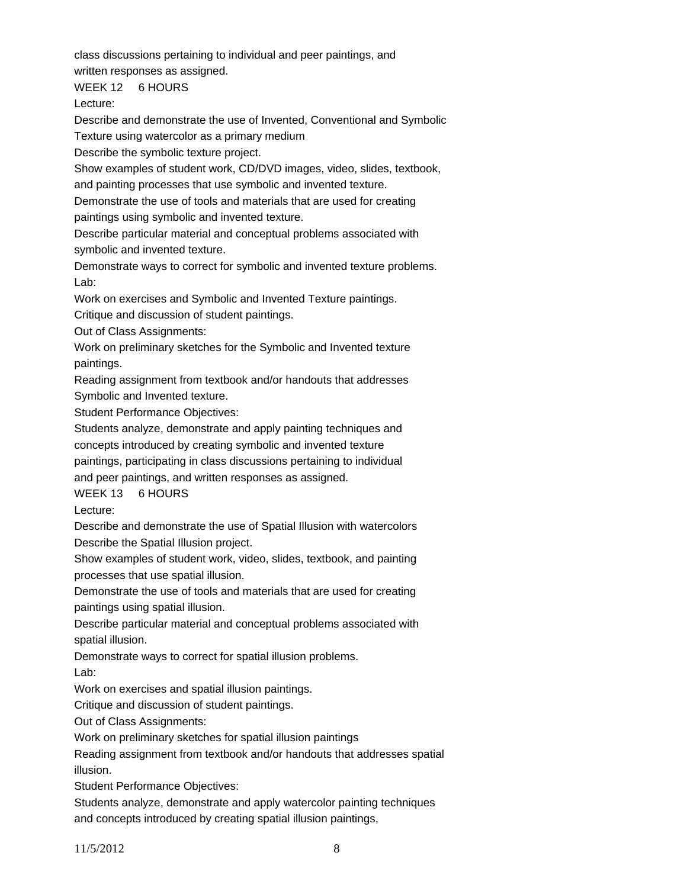class discussions pertaining to individual and peer paintings, and written responses as assigned.

WEEK 12 6 HOURS

Lecture:

Describe and demonstrate the use of Invented, Conventional and Symbolic Texture using watercolor as a primary medium

Describe the symbolic texture project.

Show examples of student work, CD/DVD images, video, slides, textbook, and painting processes that use symbolic and invented texture.

Demonstrate the use of tools and materials that are used for creating paintings using symbolic and invented texture.

Describe particular material and conceptual problems associated with symbolic and invented texture.

Demonstrate ways to correct for symbolic and invented texture problems.

Lab:

Work on exercises and Symbolic and Invented Texture paintings.

Critique and discussion of student paintings.

Out of Class Assignments:

Work on preliminary sketches for the Symbolic and Invented texture paintings.

Reading assignment from textbook and/or handouts that addresses Symbolic and Invented texture.

Student Performance Objectives:

Students analyze, demonstrate and apply painting techniques and concepts introduced by creating symbolic and invented texture paintings, participating in class discussions pertaining to individual and peer paintings, and written responses as assigned.

WEEK 13 6 HOURS

Lecture:

Describe and demonstrate the use of Spatial Illusion with watercolors

Describe the Spatial Illusion project.

Show examples of student work, video, slides, textbook, and painting processes that use spatial illusion.

Demonstrate the use of tools and materials that are used for creating paintings using spatial illusion.

Describe particular material and conceptual problems associated with spatial illusion.

Demonstrate ways to correct for spatial illusion problems.

Lab:

Work on exercises and spatial illusion paintings.

Critique and discussion of student paintings.

Out of Class Assignments:

Work on preliminary sketches for spatial illusion paintings

Reading assignment from textbook and/or handouts that addresses spatial illusion.

Student Performance Objectives:

Students analyze, demonstrate and apply watercolor painting techniques and concepts introduced by creating spatial illusion paintings,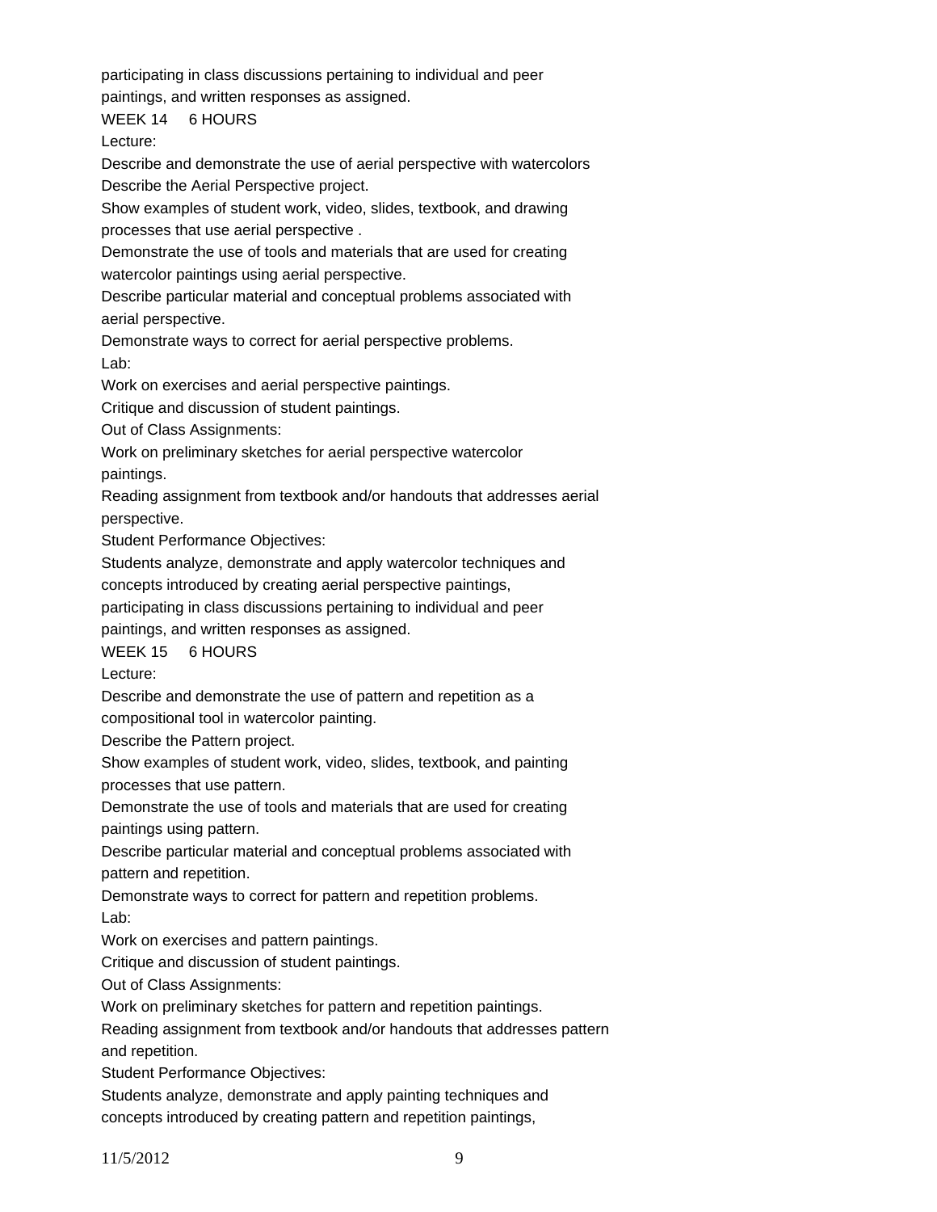participating in class discussions pertaining to individual and peer paintings, and written responses as assigned.

WEEK 14     6 HOURS

Lecture:

Describe and demonstrate the use of aerial perspective with watercolors

Describe the Aerial Perspective project.

Show examples of student work, video, slides, textbook, and drawing processes that use aerial perspective .

Demonstrate the use of tools and materials that are used for creating watercolor paintings using aerial perspective.

Describe particular material and conceptual problems associated with aerial perspective.

Demonstrate ways to correct for aerial perspective problems.

Lab:

Work on exercises and aerial perspective paintings.

Critique and discussion of student paintings.

Out of Class Assignments:

Work on preliminary sketches for aerial perspective watercolor paintings.

Reading assignment from textbook and/or handouts that addresses aerial perspective.

Student Performance Objectives:

Students analyze, demonstrate and apply watercolor techniques and concepts introduced by creating aerial perspective paintings, participating in class discussions pertaining to individual and peer paintings, and written responses as assigned.

WEEK 15     6 HOURS

Lecture:

Describe and demonstrate the use of pattern and repetition as a compositional tool in watercolor painting.

Describe the Pattern project.

Show examples of student work, video, slides, textbook, and painting processes that use pattern.

Demonstrate the use of tools and materials that are used for creating paintings using pattern.

Describe particular material and conceptual problems associated with pattern and repetition.

Demonstrate ways to correct for pattern and repetition problems.

Lab:

Work on exercises and pattern paintings.

Critique and discussion of student paintings.

Out of Class Assignments:

Work on preliminary sketches for pattern and repetition paintings.

Reading assignment from textbook and/or handouts that addresses pattern and repetition.

Student Performance Objectives:

Students analyze, demonstrate and apply painting techniques and concepts introduced by creating pattern and repetition paintings,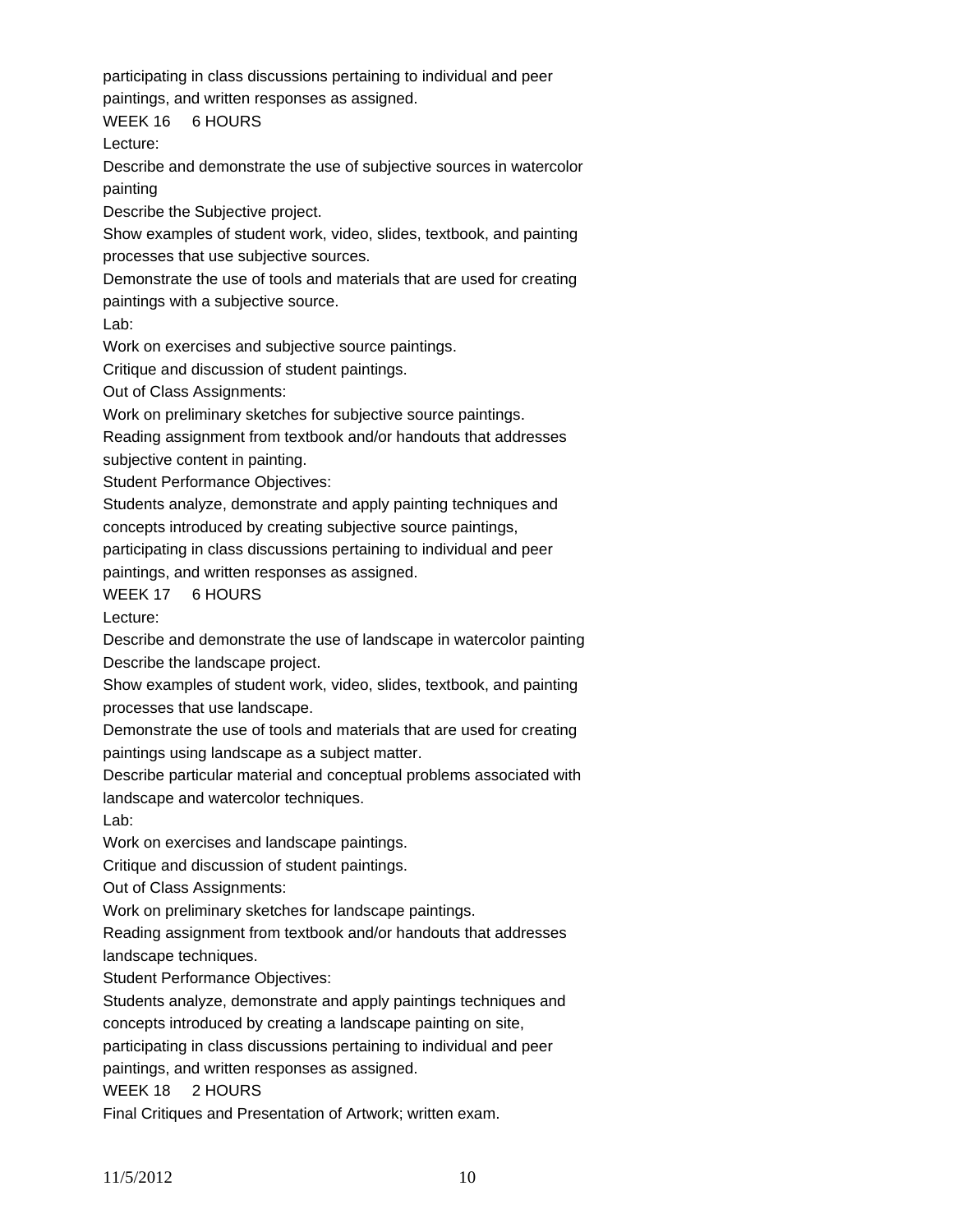participating in class discussions pertaining to individual and peer paintings, and written responses as assigned.

WEEK 16 6 HOURS

Lecture:

Describe and demonstrate the use of subjective sources in watercolor painting

Describe the Subjective project.

Show examples of student work, video, slides, textbook, and painting processes that use subjective sources.

Demonstrate the use of tools and materials that are used for creating paintings with a subjective source.

Lab:

Work on exercises and subjective source paintings.

Critique and discussion of student paintings.

Out of Class Assignments:

Work on preliminary sketches for subjective source paintings.

Reading assignment from textbook and/or handouts that addresses subjective content in painting.

Student Performance Objectives:

Students analyze, demonstrate and apply painting techniques and concepts introduced by creating subjective source paintings, participating in class discussions pertaining to individual and peer paintings, and written responses as assigned.

WEEK 17 6 HOURS

Lecture:

Describe and demonstrate the use of landscape in watercolor painting

Describe the landscape project.

Show examples of student work, video, slides, textbook, and painting processes that use landscape.

Demonstrate the use of tools and materials that are used for creating paintings using landscape as a subject matter.

Describe particular material and conceptual problems associated with landscape and watercolor techniques.

Lab:

Work on exercises and landscape paintings.

Critique and discussion of student paintings.

Out of Class Assignments:

Work on preliminary sketches for landscape paintings.

Reading assignment from textbook and/or handouts that addresses landscape techniques.

Student Performance Objectives:

Students analyze, demonstrate and apply paintings techniques and concepts introduced by creating a landscape painting on site, participating in class discussions pertaining to individual and peer paintings, and written responses as assigned.

WEEK 18 2 HOURS

Final Critiques and Presentation of Artwork; written exam.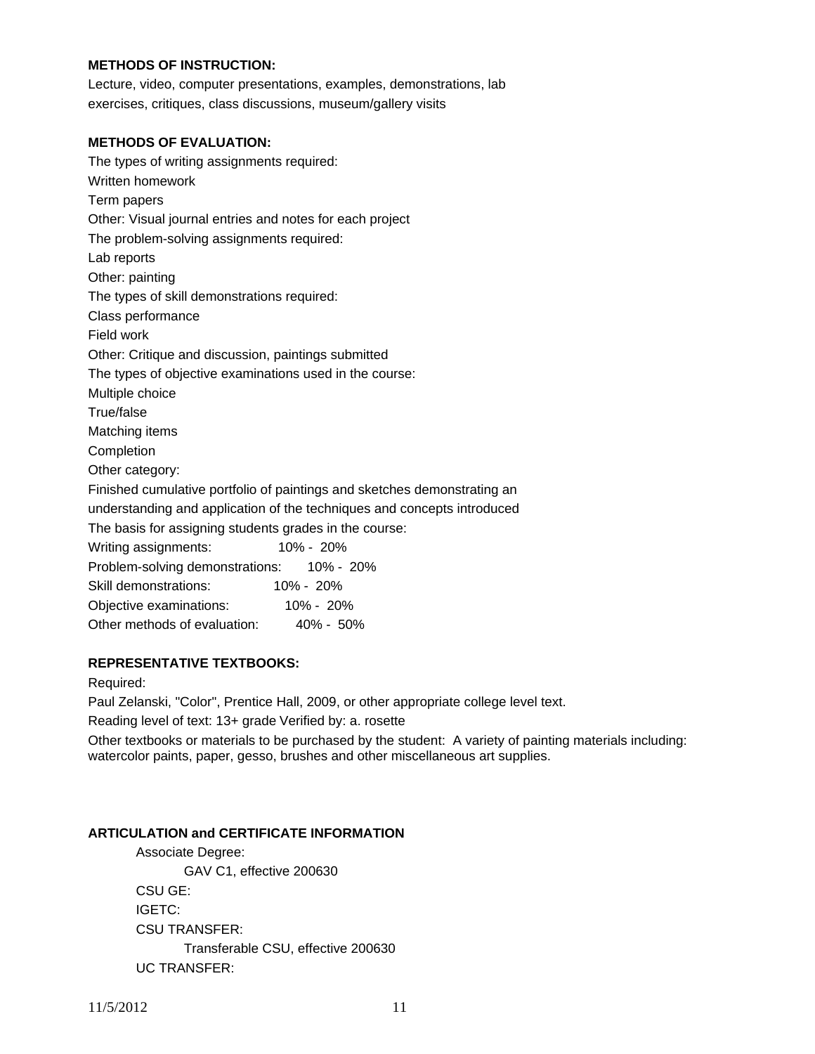**METHODS OF INSTRUCTION:**

Lecture, video, computer presentations, examples, demonstrations, lab exercises, critiques, class discussions, museum/gallery visits

**METHODS OF EVALUATION:**

The types of writing assignments required:
Written homework
Term papers
Other: Visual journal entries and notes for each project
The problem-solving assignments required:
Lab reports
Other: painting
The types of skill demonstrations required:
Class performance
Field work
Other: Critique and discussion, paintings submitted
The types of objective examinations used in the course:
Multiple choice
True/false
Matching items
Completion
Other category:
Finished cumulative portfolio of paintings and sketches demonstrating an understanding and application of the techniques and concepts introduced
The basis for assigning students grades in the course:

| | |
|---|---|
| Writing assignments: | 10% - 20% |
| Problem-solving demonstrations: | 10% - 20% |
| Skill demonstrations: | 10% - 20% |
| Objective examinations: | 10% - 20% |
| Other methods of evaluation: | 40% - 50% |

**REPRESENTATIVE TEXTBOOKS:**

Required:
Paul Zelanski, "Color", Prentice Hall, 2009, or other appropriate college level text.
Reading level of text: 13+ grade Verified by: a. rosette
Other textbooks or materials to be purchased by the student: A variety of painting materials including: watercolor paints, paper, gesso, brushes and other miscellaneous art supplies.

**ARTICULATION and CERTIFICATE INFORMATION**

Associate Degree:
GAV C1, effective 200630
CSU GE:
IGETC:
CSU TRANSFER:
Transferable CSU, effective 200630
UC TRANSFER: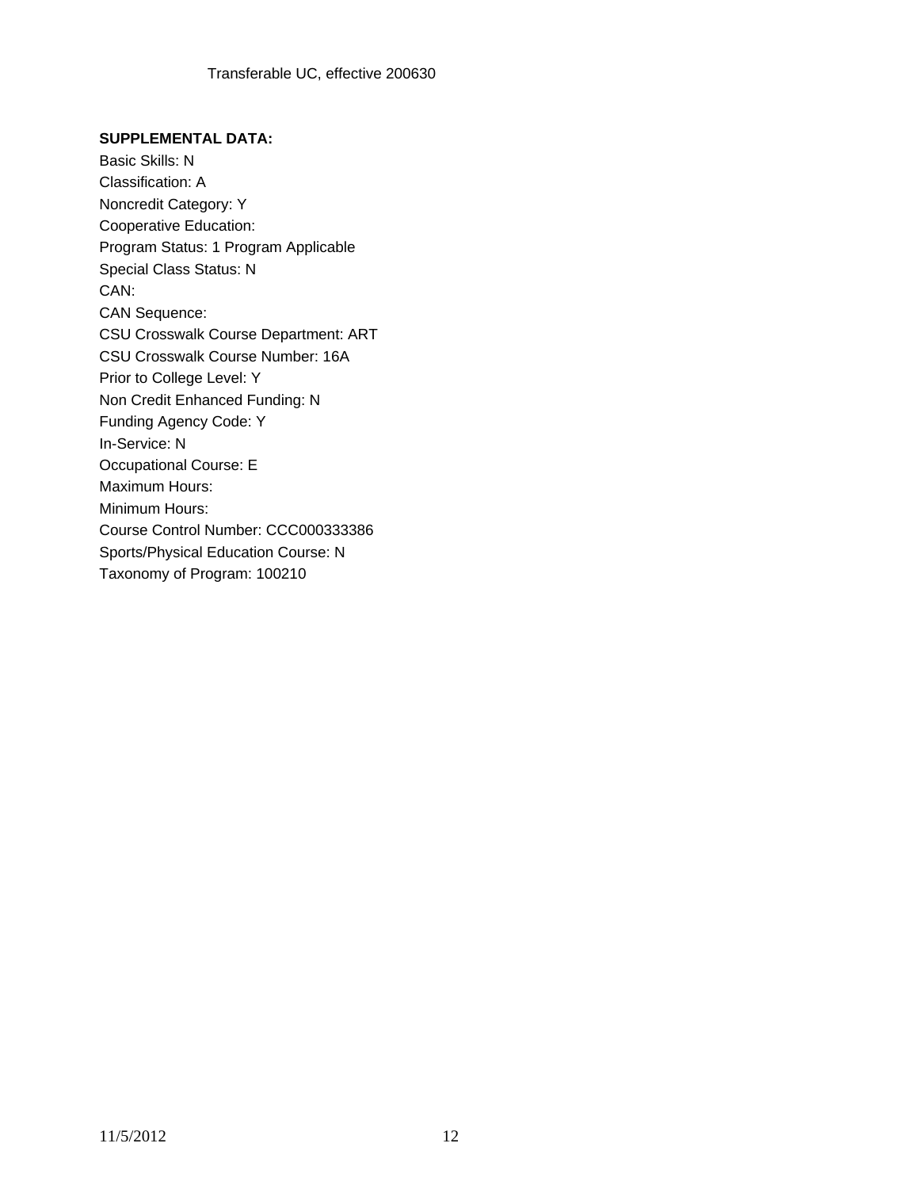Transferable UC, effective 200630

**SUPPLEMENTAL DATA:**

Basic Skills: N
Classification: A
Noncredit Category: Y
Cooperative Education:
Program Status: 1 Program Applicable
Special Class Status: N
CAN:
CAN Sequence:
CSU Crosswalk Course Department: ART
CSU Crosswalk Course Number: 16A
Prior to College Level: Y
Non Credit Enhanced Funding: N
Funding Agency Code: Y
In-Service: N
Occupational Course: E
Maximum Hours:
Minimum Hours:
Course Control Number: CCC000333386
Sports/Physical Education Course: N
Taxonomy of Program: 100210